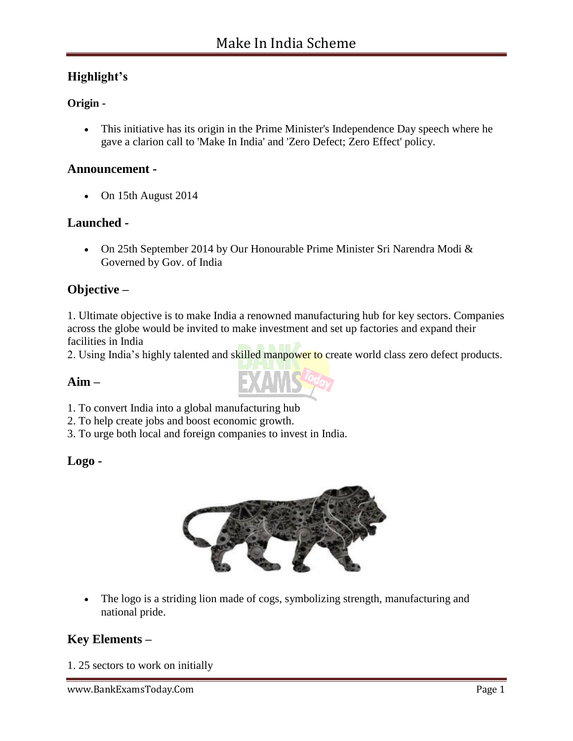# Make In India Scheme

## Highlight's

### Origin -

- This initiative has its origin in the Prime Minister's Independence Day speech where he gave a clarion call to 'Make In India' and 'Zero Defect; Zero Effect' policy.

## Announcement -

- On 15th August 2014

## Launched -

- On 25th September 2014 by Our Honourable Prime Minister Sri Narendra Modi & Governed by Gov. of India

## Objective –

1. Ultimate objective is to make India a renowned manufacturing hub for key sectors. Companies across the globe would be invited to make investment and set up factories and expand their facilities in India
2. Using India's highly talented and skilled manpower to create world class zero defect products.

## Aim –

1. To convert India into a global manufacturing hub
2. To help create jobs and boost economic growth.
3. To urge both local and foreign companies to invest in India.

## Logo -

- The logo is a striding lion made of cogs, symbolizing strength, manufacturing and national pride.

## Key Elements –

1. 25 sectors to work on initially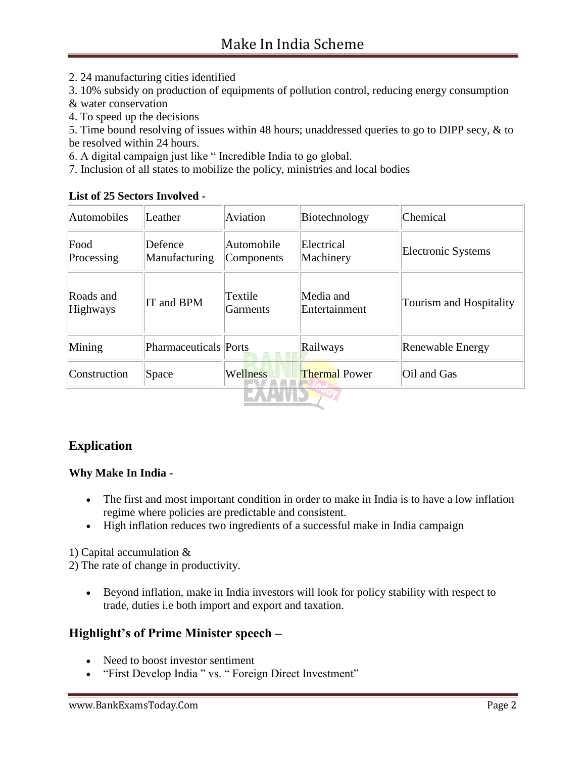2. 24 manufacturing cities identified
3. 10% subsidy on production of equipments of pollution control, reducing energy consumption & water conservation
4. To speed up the decisions
5. Time bound resolving of issues within 48 hours; unaddressed queries to go to DIPP secy, & to be resolved within 24 hours.
6. A digital campaign just like " Incredible India to go global.
7. Inclusion of all states to mobilize the policy, ministries and local bodies

**List of 25 Sectors Involved -**

| | | | | |
|---|---|---|---|---|
| Automobiles | Leather | Aviation | Biotechnology | Chemical |
| Food Processing | Defence Manufacturing | Automobile Components | Electrical Machinery | Electronic Systems |
| Roads and Highways | IT and BPM | Textile Garments | Media and Entertainment | Tourism and Hospitality |
| Mining | Pharmaceuticals | Ports | Railways | Renewable Energy |
| Construction | Space | Wellness | Thermal Power | Oil and Gas |

## Explication

### Why Make In India -

- The first and most important condition in order to make in India is to have a low inflation regime where policies are predictable and consistent.
- High inflation reduces two ingredients of a successful make in India campaign

1) Capital accumulation &
2) The rate of change in productivity.

- Beyond inflation, make in India investors will look for policy stability with respect to trade, duties i.e both import and export and taxation.

## Highlight's of Prime Minister speech –

- Need to boost investor sentiment
- "First Develop India " vs. " Foreign Direct Investment"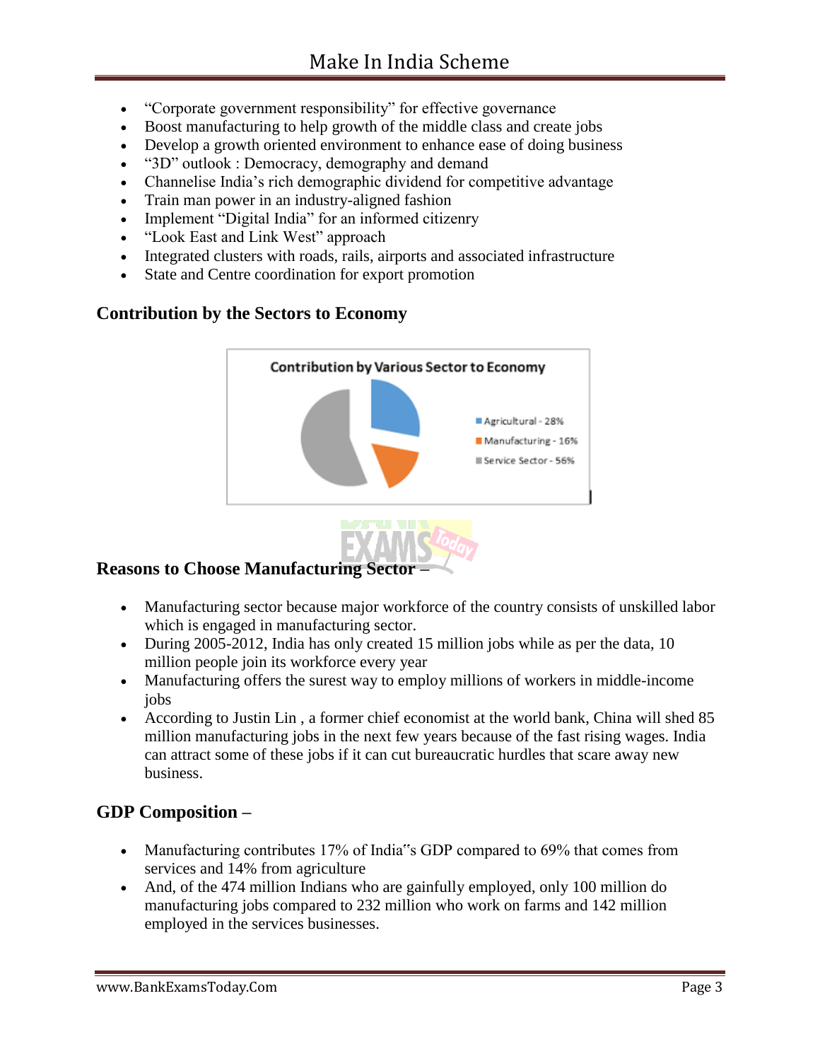- “Corporate government responsibility” for effective governance
- Boost manufacturing to help growth of the middle class and create jobs
- Develop a growth oriented environment to enhance ease of doing business
- “3D” outlook : Democracy, demography and demand
- Channelise India’s rich demographic dividend for competitive advantage
- Train man power in an industry-aligned fashion
- Implement “Digital India” for an informed citizenry
- “Look East and Link West” approach
- Integrated clusters with roads, rails, airports and associated infrastructure
- State and Centre coordination for export promotion

### Contribution by the Sectors to Economy

Contribution by Various Sector to Economy

- Agricultural - 28%
- Manufacturing - 16%
- Service Sector - 56%

### Reasons to Choose Manufacturing Sector –

- Manufacturing sector because major workforce of the country consists of unskilled labor which is engaged in manufacturing sector.
- During 2005-2012, India has only created 15 million jobs while as per the data, 10 million people join its workforce every year
- Manufacturing offers the surest way to employ millions of workers in middle-income jobs
- According to Justin Lin , a former chief economist at the world bank, China will shed 85 million manufacturing jobs in the next few years because of the fast rising wages. India can attract some of these jobs if it can cut bureaucratic hurdles that scare away new business.

### GDP Composition –

- Manufacturing contributes 17% of India‟s GDP compared to 69% that comes from services and 14% from agriculture
- And, of the 474 million Indians who are gainfully employed, only 100 million do manufacturing jobs compared to 232 million who work on farms and 142 million employed in the services businesses.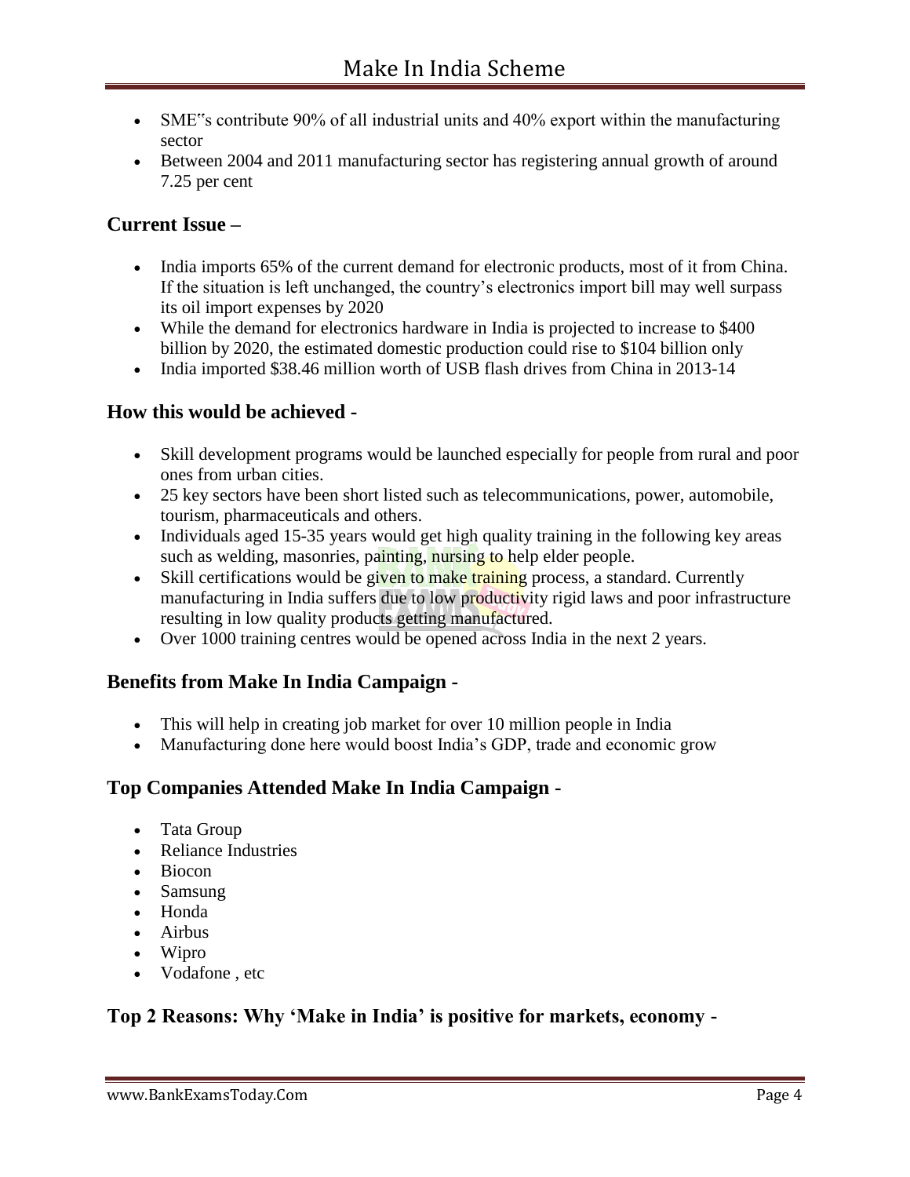- SME‟s contribute 90% of all industrial units and 40% export within the manufacturing sector
- Between 2004 and 2011 manufacturing sector has registering annual growth of around 7.25 per cent

### Current Issue –

- India imports 65% of the current demand for electronic products, most of it from China. If the situation is left unchanged, the country's electronics import bill may well surpass its oil import expenses by 2020
- While the demand for electronics hardware in India is projected to increase to $400 billion by 2020, the estimated domestic production could rise to $104 billion only
- India imported $38.46 million worth of USB flash drives from China in 2013-14

### How this would be achieved -

- Skill development programs would be launched especially for people from rural and poor ones from urban cities.
- 25 key sectors have been short listed such as telecommunications, power, automobile, tourism, pharmaceuticals and others.
- Individuals aged 15-35 years would get high quality training in the following key areas such as welding, masonries, painting, nursing to help elder people.
- Skill certifications would be given to make training process, a standard. Currently manufacturing in India suffers due to low productivity rigid laws and poor infrastructure resulting in low quality products getting manufactured.
- Over 1000 training centres would be opened across India in the next 2 years.

### Benefits from Make In India Campaign -

- This will help in creating job market for over 10 million people in India
- Manufacturing done here would boost India's GDP, trade and economic grow

### Top Companies Attended Make In India Campaign -

- Tata Group
- Reliance Industries
- Biocon
- Samsung
- Honda
- Airbus
- Wipro
- Vodafone , etc

### Top 2 Reasons: Why 'Make in India' is positive for markets, economy -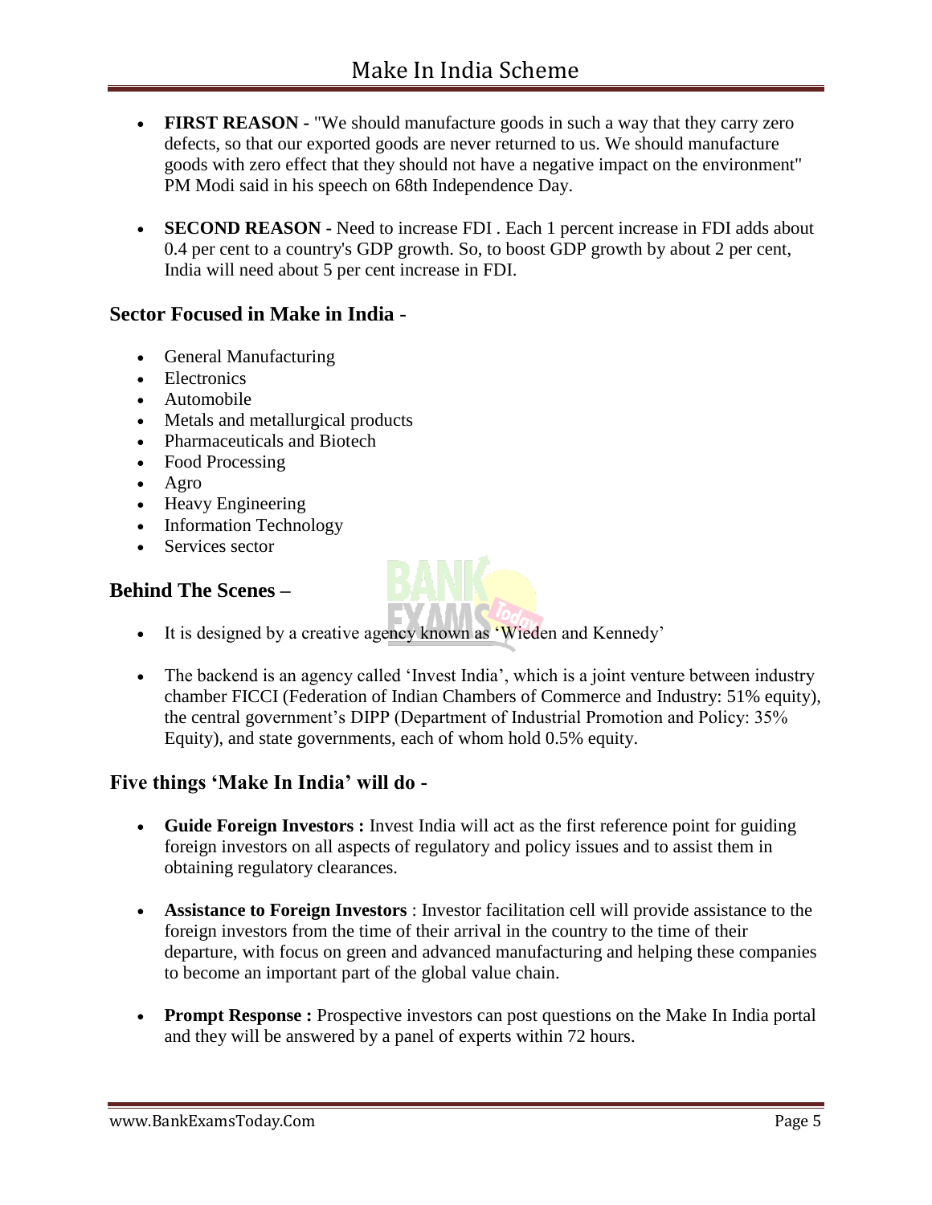- **FIRST REASON -** "We should manufacture goods in such a way that they carry zero defects, so that our exported goods are never returned to us. We should manufacture goods with zero effect that they should not have a negative impact on the environment" PM Modi said in his speech on 68th Independence Day.

- **SECOND REASON -** Need to increase FDI . Each 1 percent increase in FDI adds about 0.4 per cent to a country's GDP growth. So, to boost GDP growth by about 2 per cent, India will need about 5 per cent increase in FDI.

## Sector Focused in Make in India -

- General Manufacturing
- Electronics
- Automobile
- Metals and metallurgical products
- Pharmaceuticals and Biotech
- Food Processing
- Agro
- Heavy Engineering
- Information Technology
- Services sector

## Behind The Scenes –

- It is designed by a creative agency known as 'Wieden and Kennedy'

- The backend is an agency called 'Invest India', which is a joint venture between industry chamber FICCI (Federation of Indian Chambers of Commerce and Industry: 51% equity), the central government's DIPP (Department of Industrial Promotion and Policy: 35% Equity), and state governments, each of whom hold 0.5% equity.

## Five things 'Make In India' will do -

- **Guide Foreign Investors :** Invest India will act as the first reference point for guiding foreign investors on all aspects of regulatory and policy issues and to assist them in obtaining regulatory clearances.

- **Assistance to Foreign Investors** : Investor facilitation cell will provide assistance to the foreign investors from the time of their arrival in the country to the time of their departure, with focus on green and advanced manufacturing and helping these companies to become an important part of the global value chain.

- **Prompt Response :** Prospective investors can post questions on the Make In India portal and they will be answered by a panel of experts within 72 hours.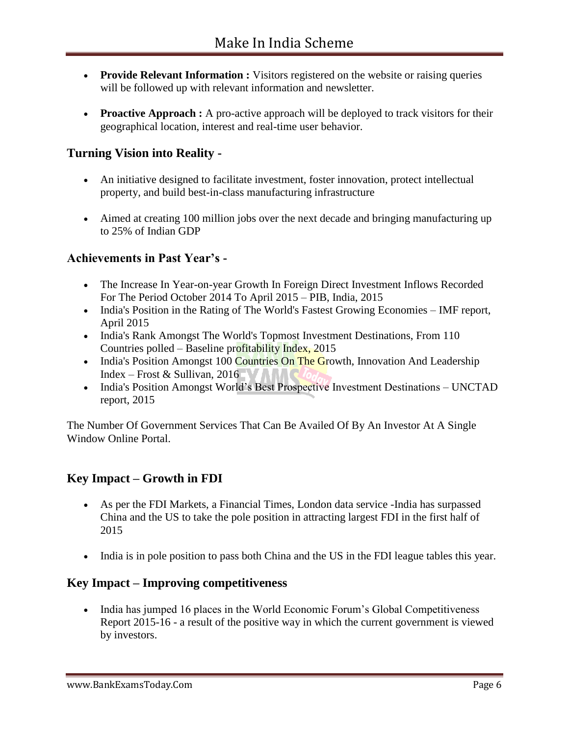- **Provide Relevant Information :** Visitors registered on the website or raising queries will be followed up with relevant information and newsletter.

- **Proactive Approach :** A pro-active approach will be deployed to track visitors for their geographical location, interest and real-time user behavior.

## Turning Vision into Reality -

- An initiative designed to facilitate investment, foster innovation, protect intellectual property, and build best-in-class manufacturing infrastructure

- Aimed at creating 100 million jobs over the next decade and bringing manufacturing up to 25% of Indian GDP

## Achievements in Past Year's -

- The Increase In Year-on-year Growth In Foreign Direct Investment Inflows Recorded For The Period October 2014 To April 2015 – PIB, India, 2015
- India's Position in the Rating of The World's Fastest Growing Economies – IMF report, April 2015
- India's Rank Amongst The World's Topmost Investment Destinations, From 110 Countries polled – Baseline profitability Index, 2015
- India's Position Amongst 100 Countries On The Growth, Innovation And Leadership Index – Frost & Sullivan, 2016
- India's Position Amongst World's Best Prospective Investment Destinations – UNCTAD report, 2015

The Number Of Government Services That Can Be Availed Of By An Investor At A Single Window Online Portal.

## Key Impact – Growth in FDI

- As per the FDI Markets, a Financial Times, London data service -India has surpassed China and the US to take the pole position in attracting largest FDI in the first half of 2015

- India is in pole position to pass both China and the US in the FDI league tables this year.

## Key Impact – Improving competitiveness

- India has jumped 16 places in the World Economic Forum's Global Competitiveness Report 2015-16 - a result of the positive way in which the current government is viewed by investors.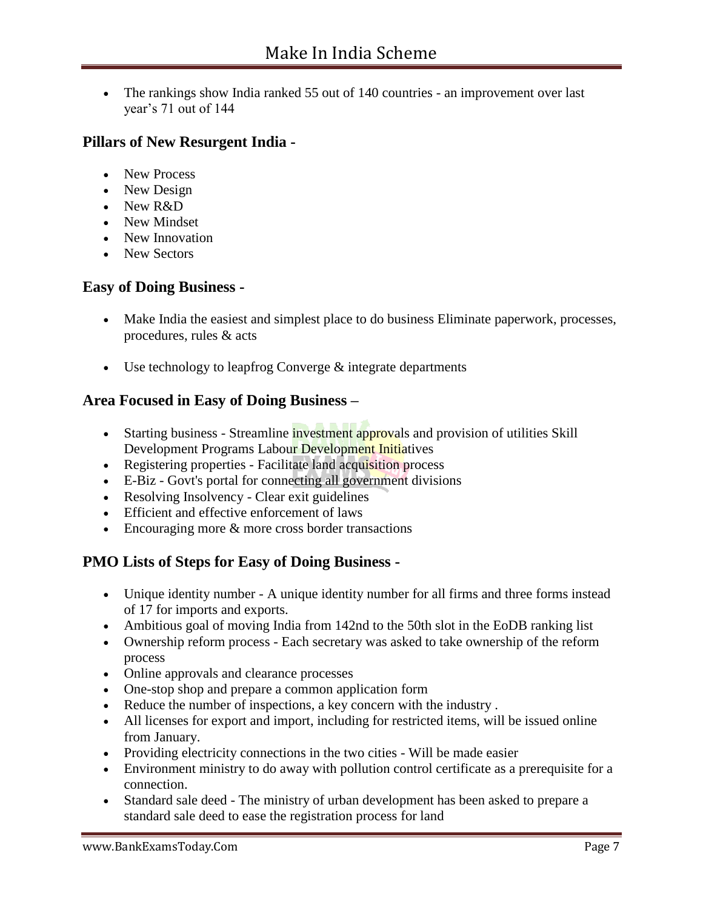- The rankings show India ranked 55 out of 140 countries - an improvement over last year's 71 out of 144

### Pillars of New Resurgent India -

- New Process
- New Design
- New R&D
- New Mindset
- New Innovation
- New Sectors

### Easy of Doing Business -

- Make India the easiest and simplest place to do business Eliminate paperwork, processes, procedures, rules & acts
- Use technology to leapfrog Converge & integrate departments

### Area Focused in Easy of Doing Business –

- Starting business - Streamline investment approvals and provision of utilities Skill Development Programs Labour Development Initiatives
- Registering properties - Facilitate land acquisition process
- E-Biz - Govt's portal for connecting all government divisions
- Resolving Insolvency - Clear exit guidelines
- Efficient and effective enforcement of laws
- Encouraging more & more cross border transactions

### PMO Lists of Steps for Easy of Doing Business -

- Unique identity number - A unique identity number for all firms and three forms instead of 17 for imports and exports.
- Ambitious goal of moving India from 142nd to the 50th slot in the EoDB ranking list
- Ownership reform process - Each secretary was asked to take ownership of the reform process
- Online approvals and clearance processes
- One-stop shop and prepare a common application form
- Reduce the number of inspections, a key concern with the industry .
- All licenses for export and import, including for restricted items, will be issued online from January.
- Providing electricity connections in the two cities - Will be made easier
- Environment ministry to do away with pollution control certificate as a prerequisite for a connection.
- Standard sale deed - The ministry of urban development has been asked to prepare a standard sale deed to ease the registration process for land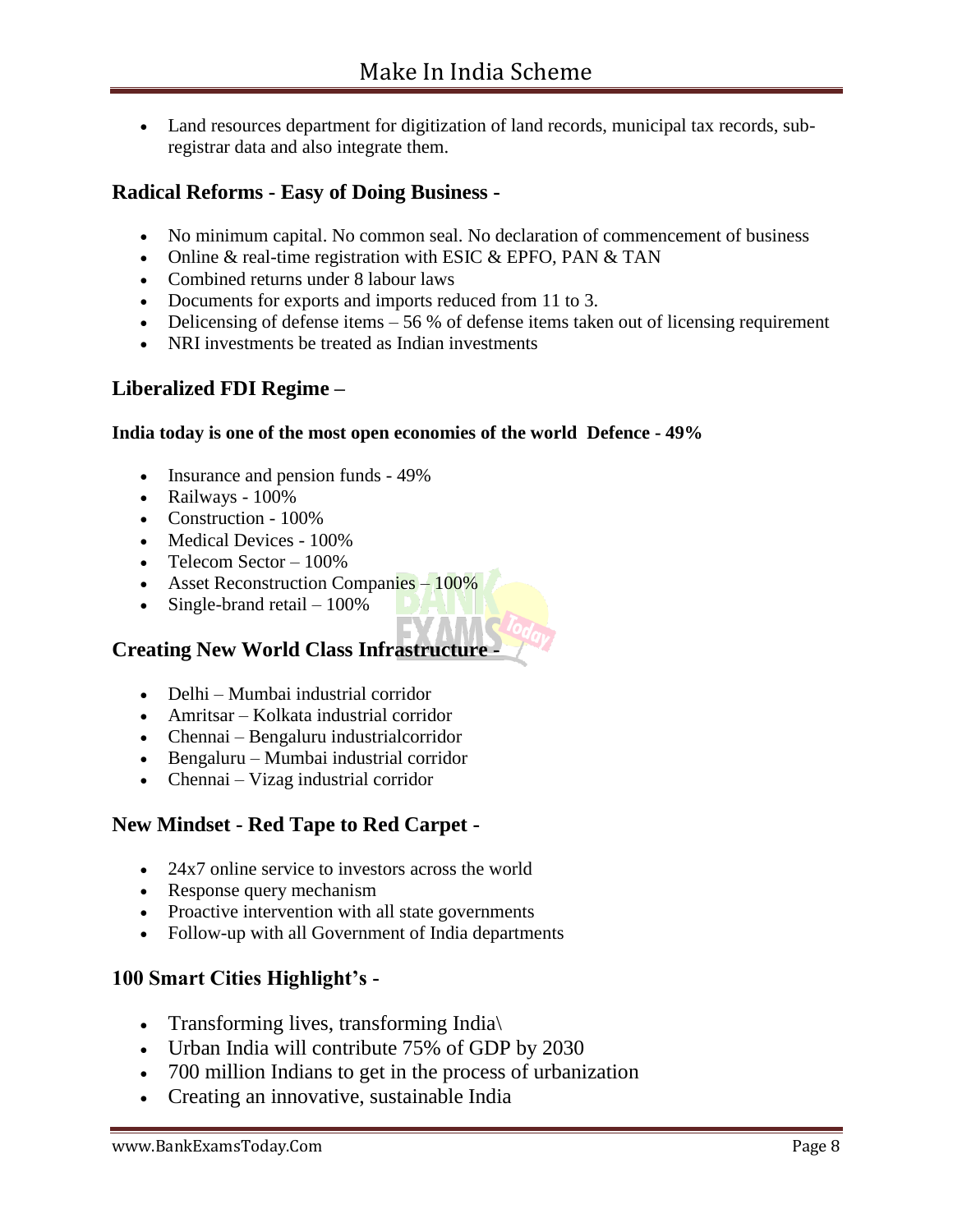- Land resources department for digitization of land records, municipal tax records, sub-registrar data and also integrate them.

## Radical Reforms - Easy of Doing Business -

- No minimum capital. No common seal. No declaration of commencement of business
- Online & real-time registration with ESIC & EPFO, PAN & TAN
- Combined returns under 8 labour laws
- Documents for exports and imports reduced from 11 to 3.
- Delicensing of defense items – 56 % of defense items taken out of licensing requirement
- NRI investments be treated as Indian investments

## Liberalized FDI Regime –

**India today is one of the most open economies of the world Defence - 49%**

- Insurance and pension funds - 49%
- Railways - 100%
- Construction - 100%
- Medical Devices - 100%
- Telecom Sector – 100%
- Asset Reconstruction Companies – 100%
- Single-brand retail – 100%

## Creating New World Class Infrastructure -

- Delhi – Mumbai industrial corridor
- Amritsar – Kolkata industrial corridor
- Chennai – Bengaluru industrialcorridor
- Bengaluru – Mumbai industrial corridor
- Chennai – Vizag industrial corridor

## New Mindset - Red Tape to Red Carpet -

- 24x7 online service to investors across the world
- Response query mechanism
- Proactive intervention with all state governments
- Follow-up with all Government of India departments

## 100 Smart Cities Highlight's -

- Transforming lives, transforming India\
- Urban India will contribute 75% of GDP by 2030
- 700 million Indians to get in the process of urbanization
- Creating an innovative, sustainable India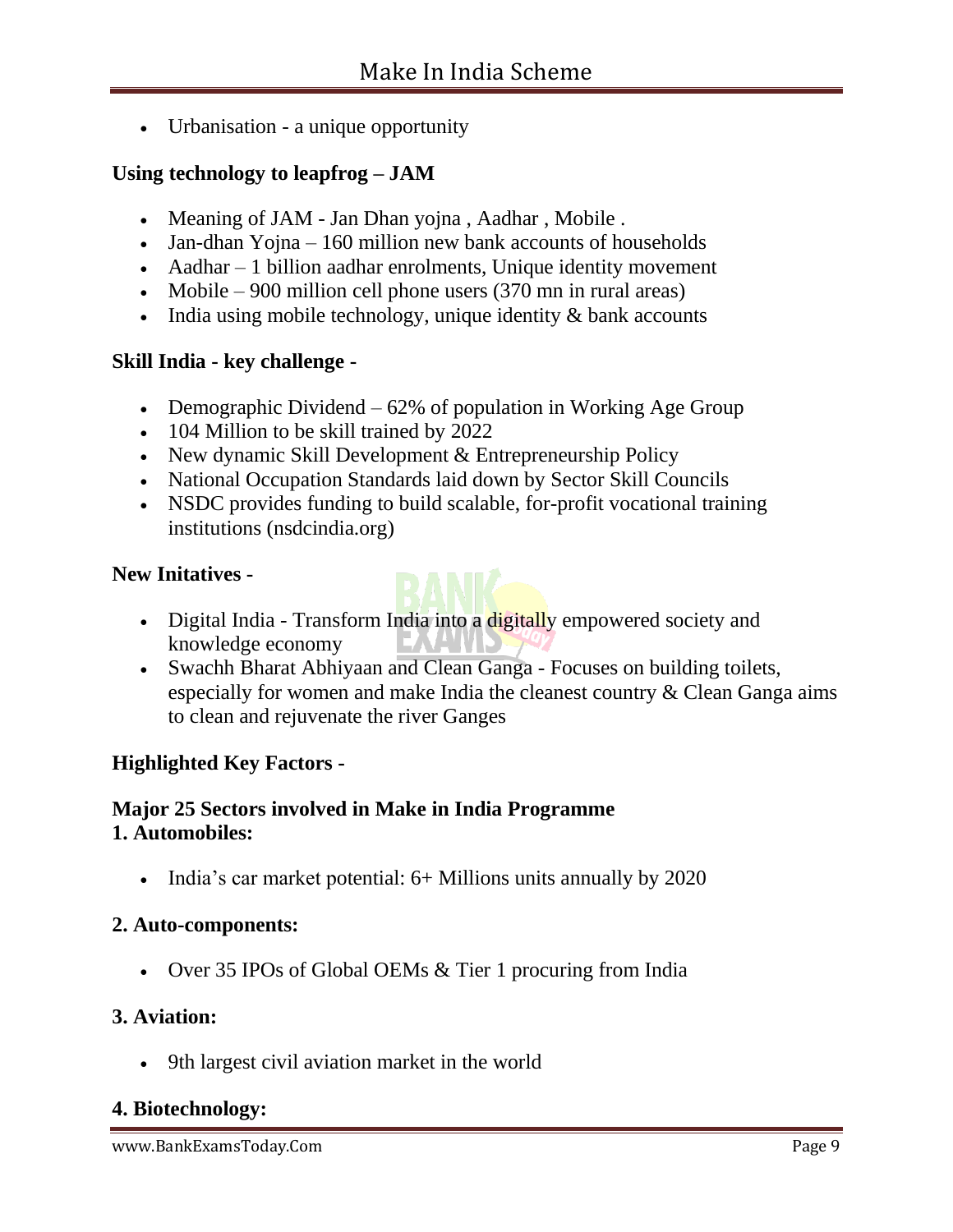- Urbanisation - a unique opportunity

**Using technology to leapfrog – JAM**

- Meaning of JAM - Jan Dhan yojna , Aadhar , Mobile .
- Jan-dhan Yojna – 160 million new bank accounts of households
- Aadhar – 1 billion aadhar enrolments, Unique identity movement
- Mobile – 900 million cell phone users (370 mn in rural areas)
- India using mobile technology, unique identity & bank accounts

**Skill India - key challenge -**

- Demographic Dividend – 62% of population in Working Age Group
- 104 Million to be skill trained by 2022
- New dynamic Skill Development & Entrepreneurship Policy
- National Occupation Standards laid down by Sector Skill Councils
- NSDC provides funding to build scalable, for-profit vocational training institutions (nsdcindia.org)

**New Initatives -**

- Digital India - Transform India into a digitally empowered society and knowledge economy
- Swachh Bharat Abhiyaan and Clean Ganga - Focuses on building toilets, especially for women and make India the cleanest country & Clean Ganga aims to clean and rejuvenate the river Ganges

**Highlighted Key Factors -**

**Major 25 Sectors involved in Make in India Programme**
**1. Automobiles:**

- India's car market potential: 6+ Millions units annually by 2020

**2. Auto-components:**

- Over 35 IPOs of Global OEMs & Tier 1 procuring from India

**3. Aviation:**

- 9th largest civil aviation market in the world

**4. Biotechnology:**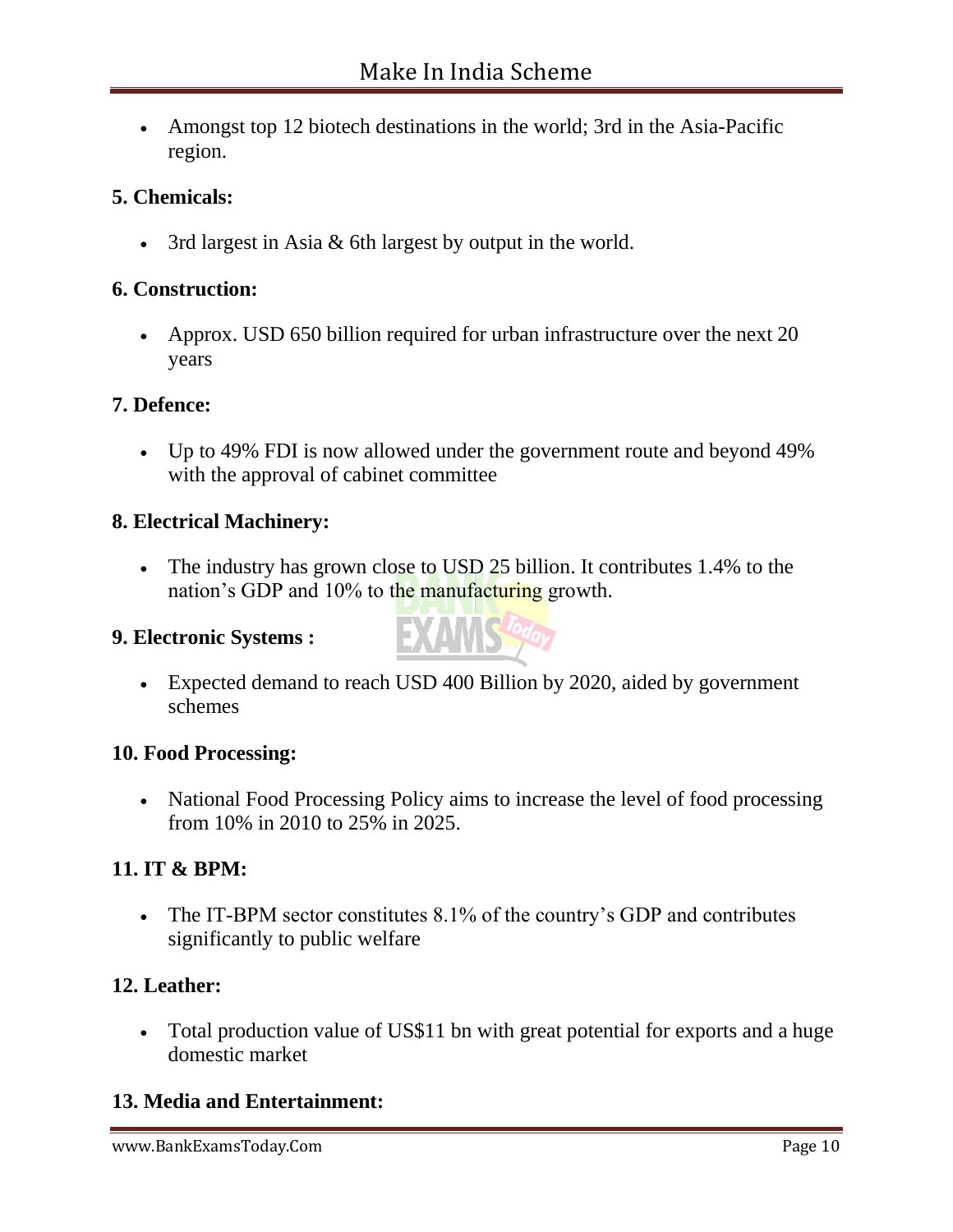- Amongst top 12 biotech destinations in the world; 3rd in the Asia-Pacific region.

**5. Chemicals:**

- 3rd largest in Asia & 6th largest by output in the world.

**6. Construction:**

- Approx. USD 650 billion required for urban infrastructure over the next 20 years

**7. Defence:**

- Up to 49% FDI is now allowed under the government route and beyond 49% with the approval of cabinet committee

**8. Electrical Machinery:**

- The industry has grown close to USD 25 billion. It contributes 1.4% to the nation's GDP and 10% to the manufacturing growth.

**9. Electronic Systems :**

- Expected demand to reach USD 400 Billion by 2020, aided by government schemes

**10. Food Processing:**

- National Food Processing Policy aims to increase the level of food processing from 10% in 2010 to 25% in 2025.

**11. IT & BPM:**

- The IT-BPM sector constitutes 8.1% of the country's GDP and contributes significantly to public welfare

**12. Leather:**

- Total production value of US$11 bn with great potential for exports and a huge domestic market

**13. Media and Entertainment:**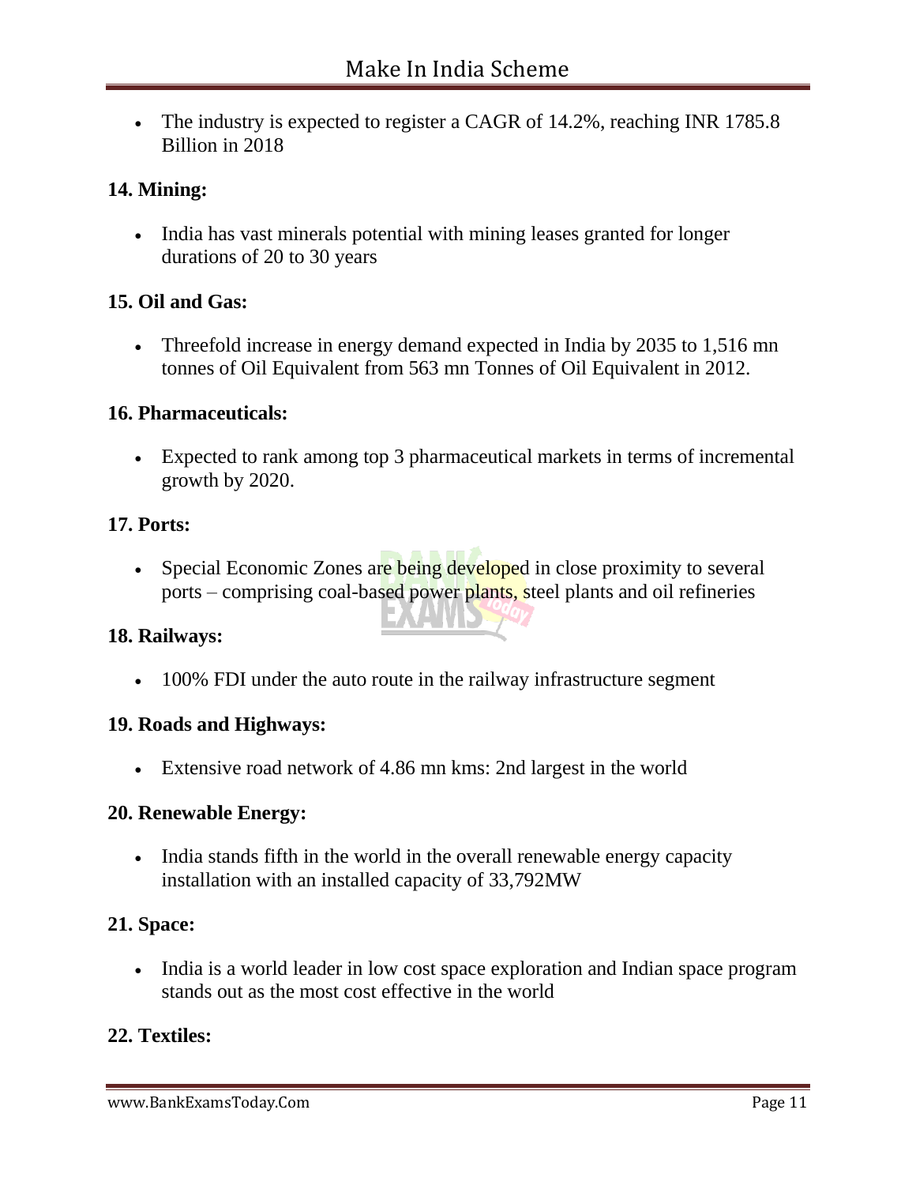- The industry is expected to register a CAGR of 14.2%, reaching INR 1785.8 Billion in 2018

**14. Mining:**

- India has vast minerals potential with mining leases granted for longer durations of 20 to 30 years

**15. Oil and Gas:**

- Threefold increase in energy demand expected in India by 2035 to 1,516 mn tonnes of Oil Equivalent from 563 mn Tonnes of Oil Equivalent in 2012.

**16. Pharmaceuticals:**

- Expected to rank among top 3 pharmaceutical markets in terms of incremental growth by 2020.

**17. Ports:**

- Special Economic Zones are being developed in close proximity to several ports – comprising coal-based power plants, steel plants and oil refineries

**18. Railways:**

- 100% FDI under the auto route in the railway infrastructure segment

**19. Roads and Highways:**

- Extensive road network of 4.86 mn kms: 2nd largest in the world

**20. Renewable Energy:**

- India stands fifth in the world in the overall renewable energy capacity installation with an installed capacity of 33,792MW

**21. Space:**

- India is a world leader in low cost space exploration and Indian space program stands out as the most cost effective in the world

**22. Textiles:**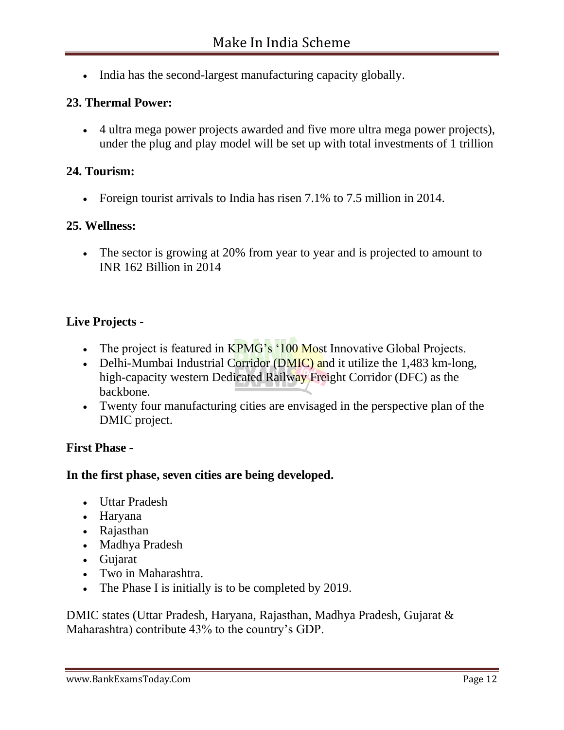- India has the second-largest manufacturing capacity globally.

### 23. Thermal Power:

- 4 ultra mega power projects awarded and five more ultra mega power projects), under the plug and play model will be set up with total investments of 1 trillion

### 24. Tourism:

- Foreign tourist arrivals to India has risen 7.1% to 7.5 million in 2014.

### 25. Wellness:

- The sector is growing at 20% from year to year and is projected to amount to INR 162 Billion in 2014

**Live Projects -**

- The project is featured in KPMG's '100 Most Innovative Global Projects.
- Delhi-Mumbai Industrial Corridor (DMIC) and it utilize the 1,483 km-long, high-capacity western Dedicated Railway Freight Corridor (DFC) as the backbone.
- Twenty four manufacturing cities are envisaged in the perspective plan of the DMIC project.

**First Phase -**

**In the first phase, seven cities are being developed.**

- Uttar Pradesh
- Haryana
- Rajasthan
- Madhya Pradesh
- Gujarat
- Two in Maharashtra.
- The Phase I is initially is to be completed by 2019.

DMIC states (Uttar Pradesh, Haryana, Rajasthan, Madhya Pradesh, Gujarat & Maharashtra) contribute 43% to the country's GDP.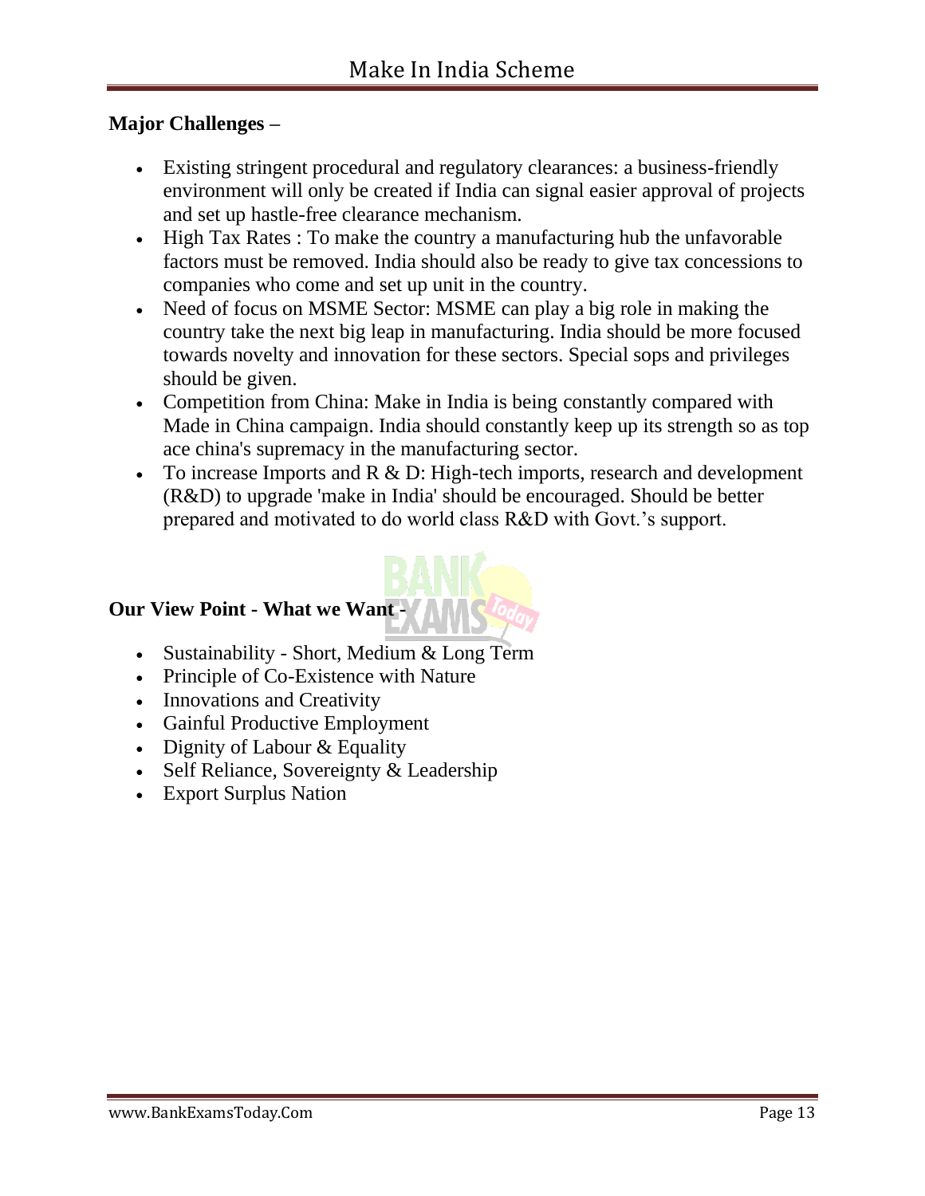**Major Challenges –**

- Existing stringent procedural and regulatory clearances: a business-friendly environment will only be created if India can signal easier approval of projects and set up hastle-free clearance mechanism.
- High Tax Rates : To make the country a manufacturing hub the unfavorable factors must be removed. India should also be ready to give tax concessions to companies who come and set up unit in the country.
- Need of focus on MSME Sector: MSME can play a big role in making the country take the next big leap in manufacturing. India should be more focused towards novelty and innovation for these sectors. Special sops and privileges should be given.
- Competition from China: Make in India is being constantly compared with Made in China campaign. India should constantly keep up its strength so as top ace china's supremacy in the manufacturing sector.
- To increase Imports and R & D: High-tech imports, research and development (R&D) to upgrade 'make in India' should be encouraged. Should be better prepared and motivated to do world class R&D with Govt.'s support.

**Our View Point - What we Want -**

- Sustainability - Short, Medium & Long Term
- Principle of Co-Existence with Nature
- Innovations and Creativity
- Gainful Productive Employment
- Dignity of Labour & Equality
- Self Reliance, Sovereignty & Leadership
- Export Surplus Nation